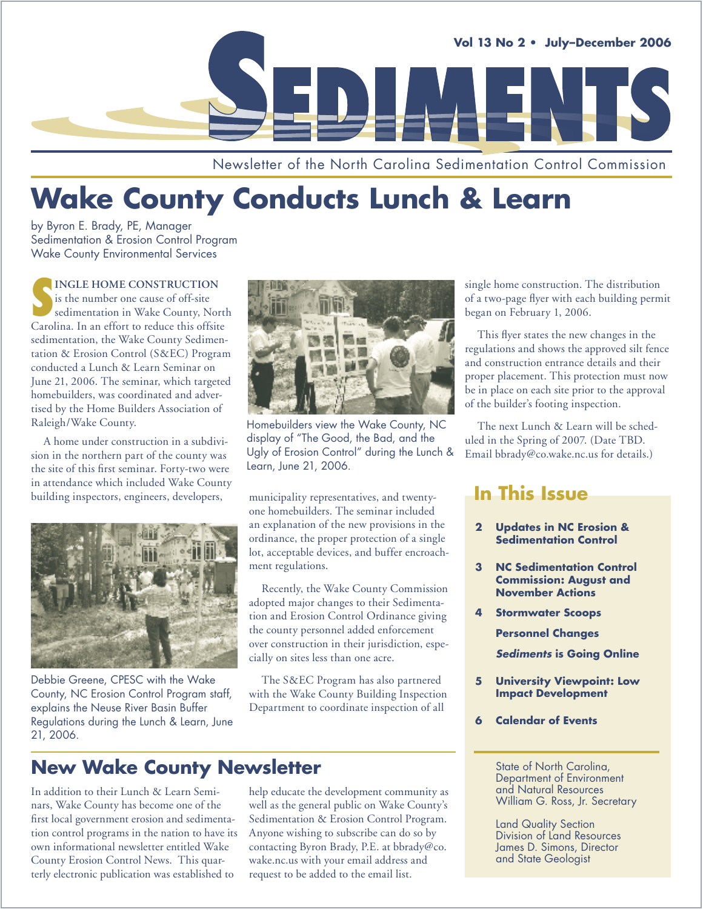# SEDIMENTS

Vol 13 No 2 • July–December 2006

Newsletter of the North Carolina Sedimentation Control Commission

## Wake County Conducts Lunch & Learn

by Byron E. Brady, PE, Manager
Sedimentation & Erosion Control Program
Wake County Environmental Services

SINGLE HOME CONSTRUCTION is the number one cause of off-site sedimentation in Wake County, North Carolina. In an effort to reduce this offsite sedimentation, the Wake County Sedimentation & Erosion Control (S&EC) Program conducted a Lunch & Learn Seminar on June 21, 2006. The seminar, which targeted homebuilders, was coordinated and advertised by the Home Builders Association of Raleigh/Wake County.

A home under construction in a subdivision in the northern part of the county was the site of this first seminar. Forty-two were in attendance which included Wake County building inspectors, engineers, developers, municipality representatives, and twenty-one homebuilders. The seminar included an explanation of the new provisions in the ordinance, the proper protection of a single lot, acceptable devices, and buffer encroachment regulations.

Homebuilders view the Wake County, NC display of "The Good, the Bad, and the Ugly of Erosion Control" during the Lunch & Learn, June 21, 2006.

Debbie Greene, CPESC with the Wake County, NC Erosion Control Program staff, explains the Neuse River Basin Buffer Regulations during the Lunch & Learn, June 21, 2006.

Recently, the Wake County Commission adopted major changes to their Sedimentation and Erosion Control Ordinance giving the county personnel added enforcement over construction in their jurisdiction, especially on sites less than one acre.

The S&EC Program has also partnered with the Wake County Building Inspection Department to coordinate inspection of all single home construction. The distribution of a two-page flyer with each building permit began on February 1, 2006.

This flyer states the new changes in the regulations and shows the approved silt fence and construction entrance details and their proper placement. This protection must now be in place on each site prior to the approval of the builder's footing inspection.

The next Lunch & Learn will be scheduled in the Spring of 2007. (Date TBD. Email bbrady@co.wake.nc.us for details.)

## New Wake County Newsletter

In addition to their Lunch & Learn Seminars, Wake County has become one of the first local government erosion and sedimentation control programs in the nation to have its own informational newsletter entitled Wake County Erosion Control News. This quarterly electronic publication was established to help educate the development community as well as the general public on Wake County's Sedimentation & Erosion Control Program. Anyone wishing to subscribe can do so by contacting Byron Brady, P.E. at bbrady@co.wake.nc.us with your email address and request to be added to the email list.

## In This Issue

- **2** **Updates in NC Erosion & Sedimentation Control**
- **3** **NC Sedimentation Control Commission: August and November Actions**
- **4** **Stormwater Scoops**
  - **Personnel Changes**
  - ***Sediments* is Going Online**
- **5** **University Viewpoint: Low Impact Development**
- **6** **Calendar of Events**

State of North Carolina,
Department of Environment and Natural Resources
William G. Ross, Jr. Secretary

Land Quality Section
Division of Land Resources
James D. Simons, Director and State Geologist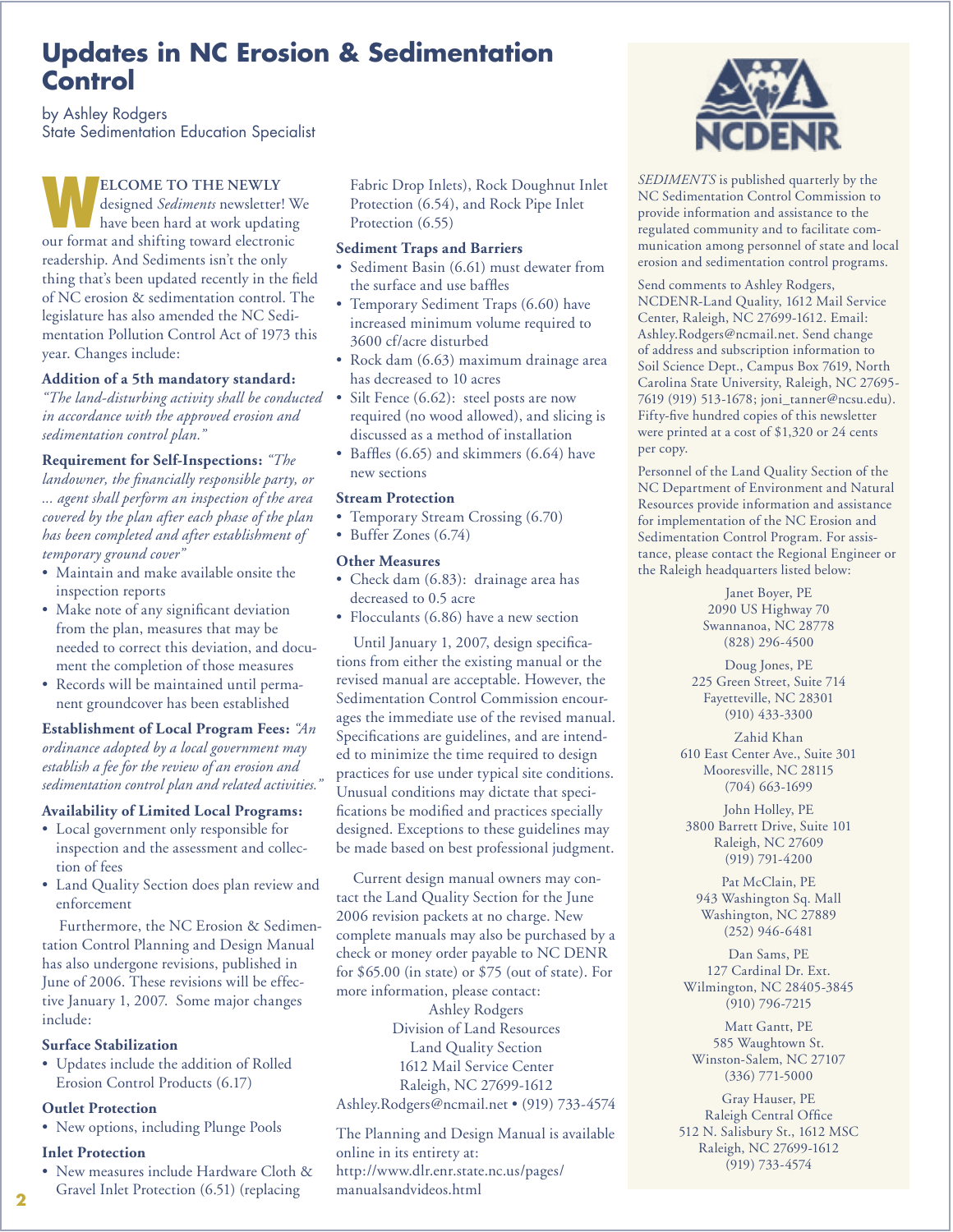# Updates in NC Erosion & Sedimentation Control

by Ashley Rodgers
State Sedimentation Education Specialist

WELCOME TO THE NEWLY designed *Sediments* newsletter! We have been hard at work updating our format and shifting toward electronic readership. And Sediments isn't the only thing that's been updated recently in the field of NC erosion & sedimentation control. The legislature has also amended the NC Sedimentation Pollution Control Act of 1973 this year. Changes include:

**Addition of a 5th mandatory standard:** *"The land-disturbing activity shall be conducted in accordance with the approved erosion and sedimentation control plan."*

**Requirement for Self-Inspections:** *"The landowner, the financially responsible party, or ... agent shall perform an inspection of the area covered by the plan after each phase of the plan has been completed and after establishment of temporary ground cover"*

- Maintain and make available onsite the inspection reports
- Make note of any significant deviation from the plan, measures that may be needed to correct this deviation, and document the completion of those measures
- Records will be maintained until permanent groundcover has been established

**Establishment of Local Program Fees:** *"An ordinance adopted by a local government may establish a fee for the review of an erosion and sedimentation control plan and related activities."*

**Availability of Limited Local Programs:**

- Local government only responsible for inspection and the assessment and collection of fees
- Land Quality Section does plan review and enforcement

Furthermore, the NC Erosion & Sedimentation Control Planning and Design Manual has also undergone revisions, published in June of 2006. These revisions will be effective January 1, 2007. Some major changes include:

**Surface Stabilization**

- Updates include the addition of Rolled Erosion Control Products (6.17)

**Outlet Protection**

- New options, including Plunge Pools

**Inlet Protection**

- New measures include Hardware Cloth & Gravel Inlet Protection (6.51) (replacing Fabric Drop Inlets), Rock Doughnut Inlet Protection (6.54), and Rock Pipe Inlet Protection (6.55)

**Sediment Traps and Barriers**

- Sediment Basin (6.61) must dewater from the surface and use baffles
- Temporary Sediment Traps (6.60) have increased minimum volume required to 3600 cf/acre disturbed
- Rock dam (6.63) maximum drainage area has decreased to 10 acres
- Silt Fence (6.62): steel posts are now required (no wood allowed), and slicing is discussed as a method of installation
- Baffles (6.65) and skimmers (6.64) have new sections

**Stream Protection**

- Temporary Stream Crossing (6.70)
- Buffer Zones (6.74)

**Other Measures**

- Check dam (6.83): drainage area has decreased to 0.5 acre
- Flocculants (6.86) have a new section

Until January 1, 2007, design specifications from either the existing manual or the revised manual are acceptable. However, the Sedimentation Control Commission encourages the immediate use of the revised manual. Specifications are guidelines, and are intended to minimize the time required to design practices for use under typical site conditions. Unusual conditions may dictate that specifications be modified and practices specially designed. Exceptions to these guidelines may be made based on best professional judgment.

Current design manual owners may contact the Land Quality Section for the June 2006 revision packets at no charge. New complete manuals may also be purchased by a check or money order payable to NC DENR for $65.00 (in state) or $75 (out of state). For more information, please contact:

Ashley Rodgers
Division of Land Resources
Land Quality Section
1612 Mail Service Center
Raleigh, NC 27699-1612
Ashley.Rodgers@ncmail.net • (919) 733-4574

The Planning and Design Manual is available online in its entirety at:
http://www.dlr.enr.state.nc.us/pages/manualsandvideos.html

---

NCDENR

*SEDIMENTS* is published quarterly by the NC Sedimentation Control Commission to provide information and assistance to the regulated community and to facilitate communication among personnel of state and local erosion and sedimentation control programs.

Send comments to Ashley Rodgers, NCDENR-Land Quality, 1612 Mail Service Center, Raleigh, NC 27699-1612. Email: Ashley.Rodgers@ncmail.net. Send change of address and subscription information to Soil Science Dept., Campus Box 7619, North Carolina State University, Raleigh, NC 27695-7619 (919) 513-1678; joni_tanner@ncsu.edu). Fifty-five hundred copies of this newsletter were printed at a cost of $1,320 or 24 cents per copy.

Personnel of the Land Quality Section of the NC Department of Environment and Natural Resources provide information and assistance for implementation of the NC Erosion and Sedimentation Control Program. For assistance, please contact the Regional Engineer or the Raleigh headquarters listed below:

Janet Boyer, PE
2090 US Highway 70
Swannanoa, NC 28778
(828) 296-4500

Doug Jones, PE
225 Green Street, Suite 714
Fayetteville, NC 28301
(910) 433-3300

Zahid Khan
610 East Center Ave., Suite 301
Mooresville, NC 28115
(704) 663-1699

John Holley, PE
3800 Barrett Drive, Suite 101
Raleigh, NC 27609
(919) 791-4200

Pat McClain, PE
943 Washington Sq. Mall
Washington, NC 27889
(252) 946-6481

Dan Sams, PE
127 Cardinal Dr. Ext.
Wilmington, NC 28405-3845
(910) 796-7215

Matt Gantt, PE
585 Waughtown St.
Winston-Salem, NC 27107
(336) 771-5000

Gray Hauser, PE
Raleigh Central Office
512 N. Salisbury St., 1612 MSC
Raleigh, NC 27699-1612
(919) 733-4574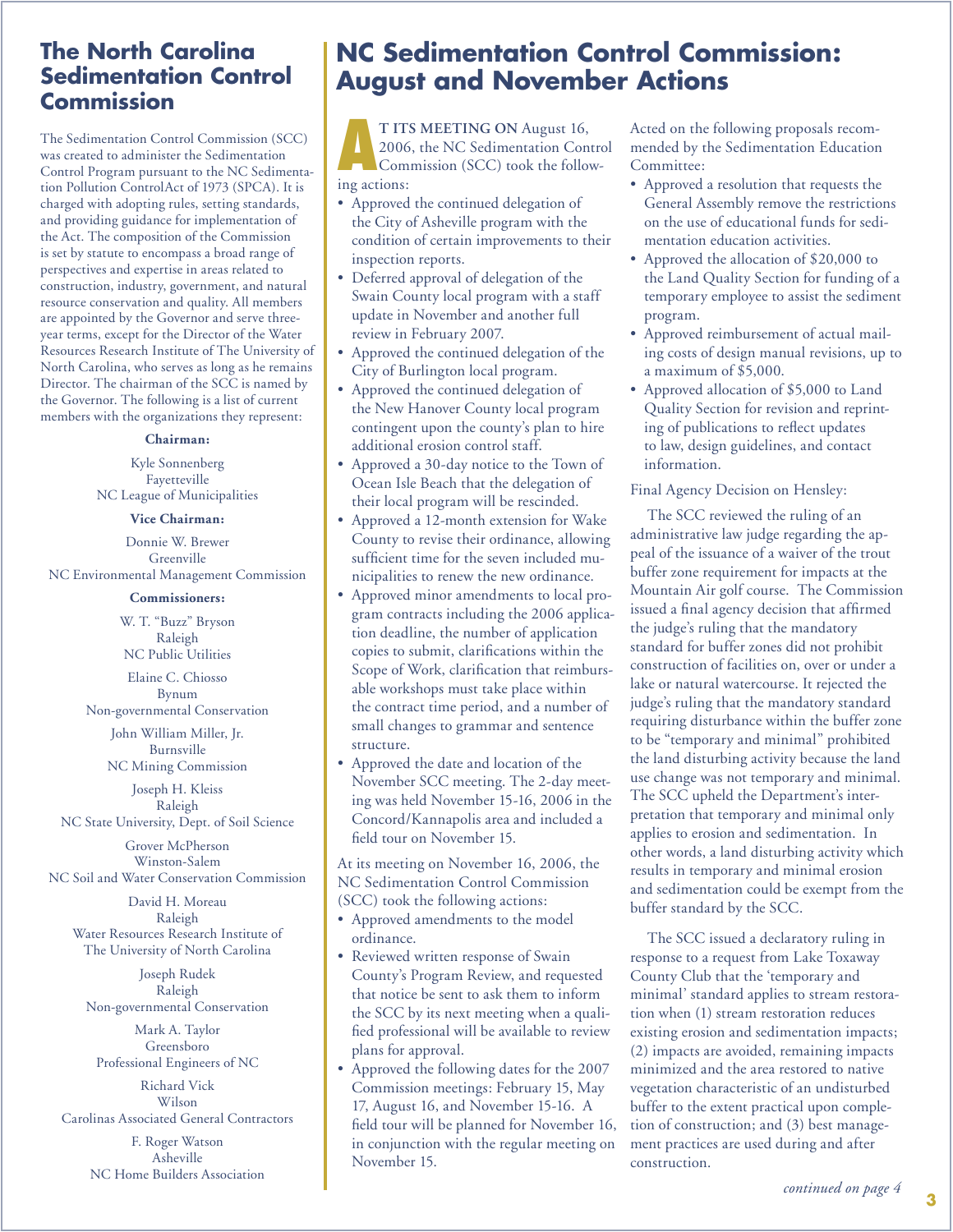## The North Carolina Sedimentation Control Commission

The Sedimentation Control Commission (SCC) was created to administer the Sedimentation Control Program pursuant to the NC Sedimentation Pollution ControlAct of 1973 (SPCA). It is charged with adopting rules, setting standards, and providing guidance for implementation of the Act. The composition of the Commission is set by statute to encompass a broad range of perspectives and expertise in areas related to construction, industry, government, and natural resource conservation and quality. All members are appointed by the Governor and serve three-year terms, except for the Director of the Water Resources Research Institute of The University of North Carolina, who serves as long as he remains Director. The chairman of the SCC is named by the Governor. The following is a list of current members with the organizations they represent:

**Chairman:**

Kyle Sonnenberg
Fayetteville
NC League of Municipalities

**Vice Chairman:**

Donnie W. Brewer
Greenville
NC Environmental Management Commission

**Commissioners:**

W. T. "Buzz" Bryson
Raleigh
NC Public Utilities

Elaine C. Chiosso
Bynum
Non-governmental Conservation

John William Miller, Jr.
Burnsville
NC Mining Commission

Joseph H. Kleiss
Raleigh
NC State University, Dept. of Soil Science

Grover McPherson
Winston-Salem
NC Soil and Water Conservation Commission

David H. Moreau
Raleigh
Water Resources Research Institute of The University of North Carolina

Joseph Rudek
Raleigh
Non-governmental Conservation

Mark A. Taylor
Greensboro
Professional Engineers of NC

Richard Vick
Wilson
Carolinas Associated General Contractors

F. Roger Watson
Asheville
NC Home Builders Association

# NC Sedimentation Control Commission: August and November Actions

**AT ITS MEETING ON** August 16, 2006, the NC Sedimentation Control Commission (SCC) took the following actions:

- Approved the continued delegation of the City of Asheville program with the condition of certain improvements to their inspection reports.
- Deferred approval of delegation of the Swain County local program with a staff update in November and another full review in February 2007.
- Approved the continued delegation of the City of Burlington local program.
- Approved the continued delegation of the New Hanover County local program contingent upon the county's plan to hire additional erosion control staff.
- Approved a 30-day notice to the Town of Ocean Isle Beach that the delegation of their local program will be rescinded.
- Approved a 12-month extension for Wake County to revise their ordinance, allowing sufficient time for the seven included municipalities to renew the new ordinance.
- Approved minor amendments to local program contracts including the 2006 application deadline, the number of application copies to submit, clarifications within the Scope of Work, clarification that reimbursable workshops must take place within the contract time period, and a number of small changes to grammar and sentence structure.
- Approved the date and location of the November SCC meeting. The 2-day meeting was held November 15-16, 2006 in the Concord/Kannapolis area and included a field tour on November 15.

At its meeting on November 16, 2006, the NC Sedimentation Control Commission (SCC) took the following actions:

- Approved amendments to the model ordinance.
- Reviewed written response of Swain County's Program Review, and requested that notice be sent to ask them to inform the SCC by its next meeting when a qualified professional will be available to review plans for approval.
- Approved the following dates for the 2007 Commission meetings: February 15, May 17, August 16, and November 15-16. A field tour will be planned for November 16, in conjunction with the regular meeting on November 15.

Acted on the following proposals recommended by the Sedimentation Education Committee:

- Approved a resolution that requests the General Assembly remove the restrictions on the use of educational funds for sedimentation education activities.
- Approved the allocation of $20,000 to the Land Quality Section for funding of a temporary employee to assist the sediment program.
- Approved reimbursement of actual mailing costs of design manual revisions, up to a maximum of $5,000.
- Approved allocation of $5,000 to Land Quality Section for revision and reprinting of publications to reflect updates to law, design guidelines, and contact information.

Final Agency Decision on Hensley:

The SCC reviewed the ruling of an administrative law judge regarding the appeal of the issuance of a waiver of the trout buffer zone requirement for impacts at the Mountain Air golf course. The Commission issued a final agency decision that affirmed the judge's ruling that the mandatory standard for buffer zones did not prohibit construction of facilities on, over or under a lake or natural watercourse. It rejected the judge's ruling that the mandatory standard requiring disturbance within the buffer zone to be "temporary and minimal" prohibited the land disturbing activity because the land use change was not temporary and minimal. The SCC upheld the Department's interpretation that temporary and minimal only applies to erosion and sedimentation. In other words, a land disturbing activity which results in temporary and minimal erosion and sedimentation could be exempt from the buffer standard by the SCC.

The SCC issued a declaratory ruling in response to a request from Lake Toxaway County Club that the 'temporary and minimal' standard applies to stream restoration when (1) stream restoration reduces existing erosion and sedimentation impacts; (2) impacts are avoided, remaining impacts minimized and the area restored to native vegetation characteristic of an undisturbed buffer to the extent practical upon completion of construction; and (3) best management practices are used during and after construction.

*continued on page 4*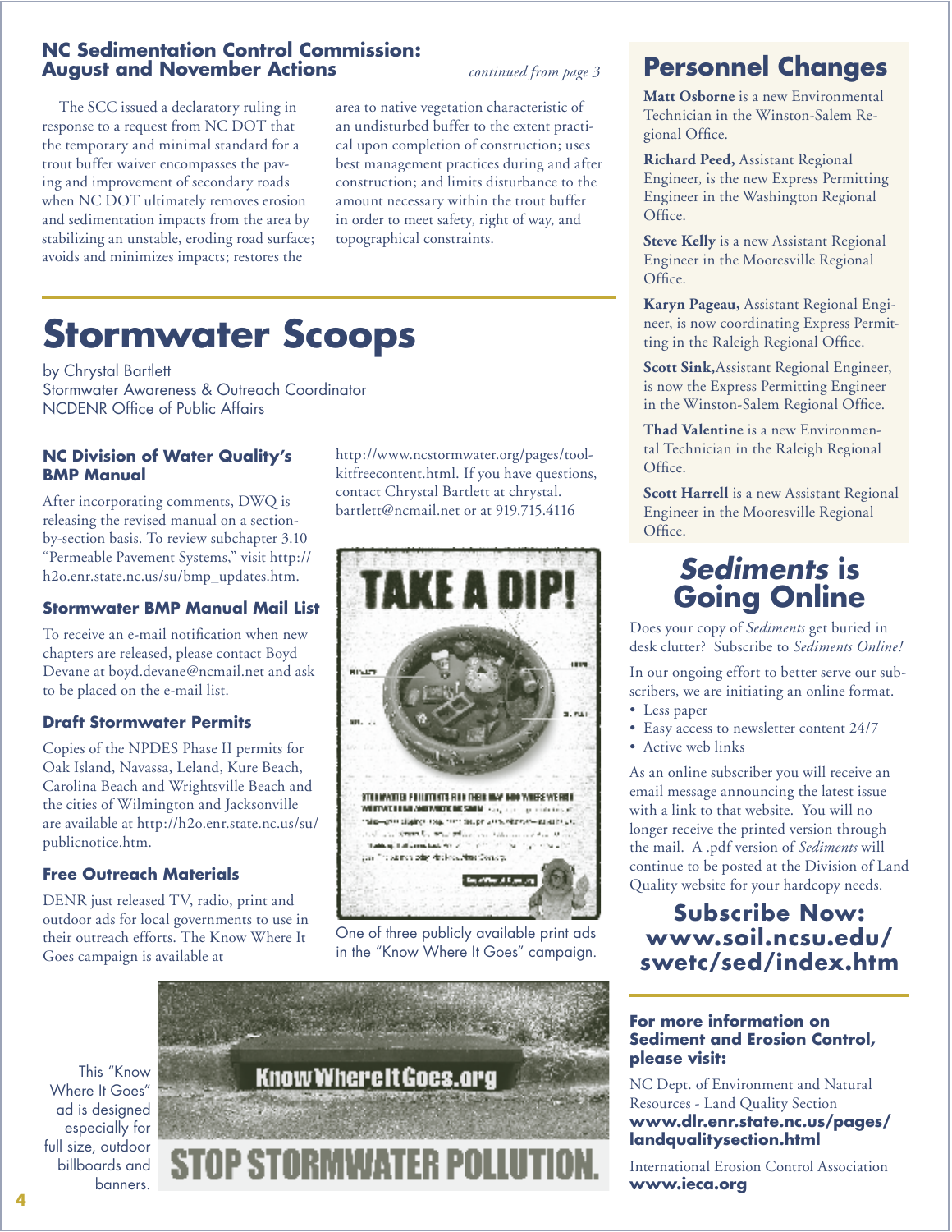## NC Sedimentation Control Commission: August and November Actions

*continued from page 3*

The SCC issued a declaratory ruling in response to a request from NC DOT that the temporary and minimal standard for a trout buffer waiver encompasses the paving and improvement of secondary roads when NC DOT ultimately removes erosion and sedimentation impacts from the area by stabilizing an unstable, eroding road surface; avoids and minimizes impacts; restores the area to native vegetation characteristic of an undisturbed buffer to the extent practical upon completion of construction; uses best management practices during and after construction; and limits disturbance to the amount necessary within the trout buffer in order to meet safety, right of way, and topographical constraints.

# Stormwater Scoops

by Chrystal Bartlett
Stormwater Awareness & Outreach Coordinator
NCDENR Office of Public Affairs

### NC Division of Water Quality's BMP Manual

After incorporating comments, DWQ is releasing the revised manual on a section-by-section basis. To review subchapter 3.10 "Permeable Pavement Systems," visit http://h2o.enr.state.nc.us/su/bmp_updates.htm.

### Stormwater BMP Manual Mail List

To receive an e-mail notification when new chapters are released, please contact Boyd Devane at boyd.devane@ncmail.net and ask to be placed on the e-mail list.

### Draft Stormwater Permits

Copies of the NPDES Phase II permits for Oak Island, Navassa, Leland, Kure Beach, Carolina Beach and Wrightsville Beach and the cities of Wilmington and Jacksonville are available at http://h2o.enr.state.nc.us/su/publicnotice.htm.

### Free Outreach Materials

DENR just released TV, radio, print and outdoor ads for local governments to use in their outreach efforts. The Know Where It Goes campaign is available at http://www.ncstormwater.org/pages/toolkitfreecontent.html. If you have questions, contact Chrystal Bartlett at chrystal.bartlett@ncmail.net or at 919.715.4116

One of three publicly available print ads in the "Know Where It Goes" campaign.

This "Know Where It Goes" ad is designed especially for full size, outdoor billboards and banners.

## Personnel Changes

**Matt Osborne** is a new Environmental Technician in the Winston-Salem Regional Office.

**Richard Peed,** Assistant Regional Engineer, is the new Express Permitting Engineer in the Washington Regional Office.

**Steve Kelly** is a new Assistant Regional Engineer in the Mooresville Regional Office.

**Karyn Pageau,** Assistant Regional Engineer, is now coordinating Express Permitting in the Raleigh Regional Office.

**Scott Sink,** Assistant Regional Engineer, is now the Express Permitting Engineer in the Winston-Salem Regional Office.

**Thad Valentine** is a new Environmental Technician in the Raleigh Regional Office.

**Scott Harrell** is a new Assistant Regional Engineer in the Mooresville Regional Office.

## *Sediments* is Going Online

Does your copy of *Sediments* get buried in desk clutter? Subscribe to *Sediments Online!*

In our ongoing effort to better serve our subscribers, we are initiating an online format.

- Less paper
- Easy access to newsletter content 24/7
- Active web links

As an online subscriber you will receive an email message announcing the latest issue with a link to that website. You will no longer receive the printed version through the mail. A .pdf version of *Sediments* will continue to be posted at the Division of Land Quality website for your hardcopy needs.

**Subscribe Now: www.soil.ncsu.edu/swetc/sed/index.htm**

### For more information on Sediment and Erosion Control, please visit:

NC Dept. of Environment and Natural Resources - Land Quality Section
**www.dlr.enr.state.nc.us/pages/landqualitysection.html**

International Erosion Control Association
**www.ieca.org**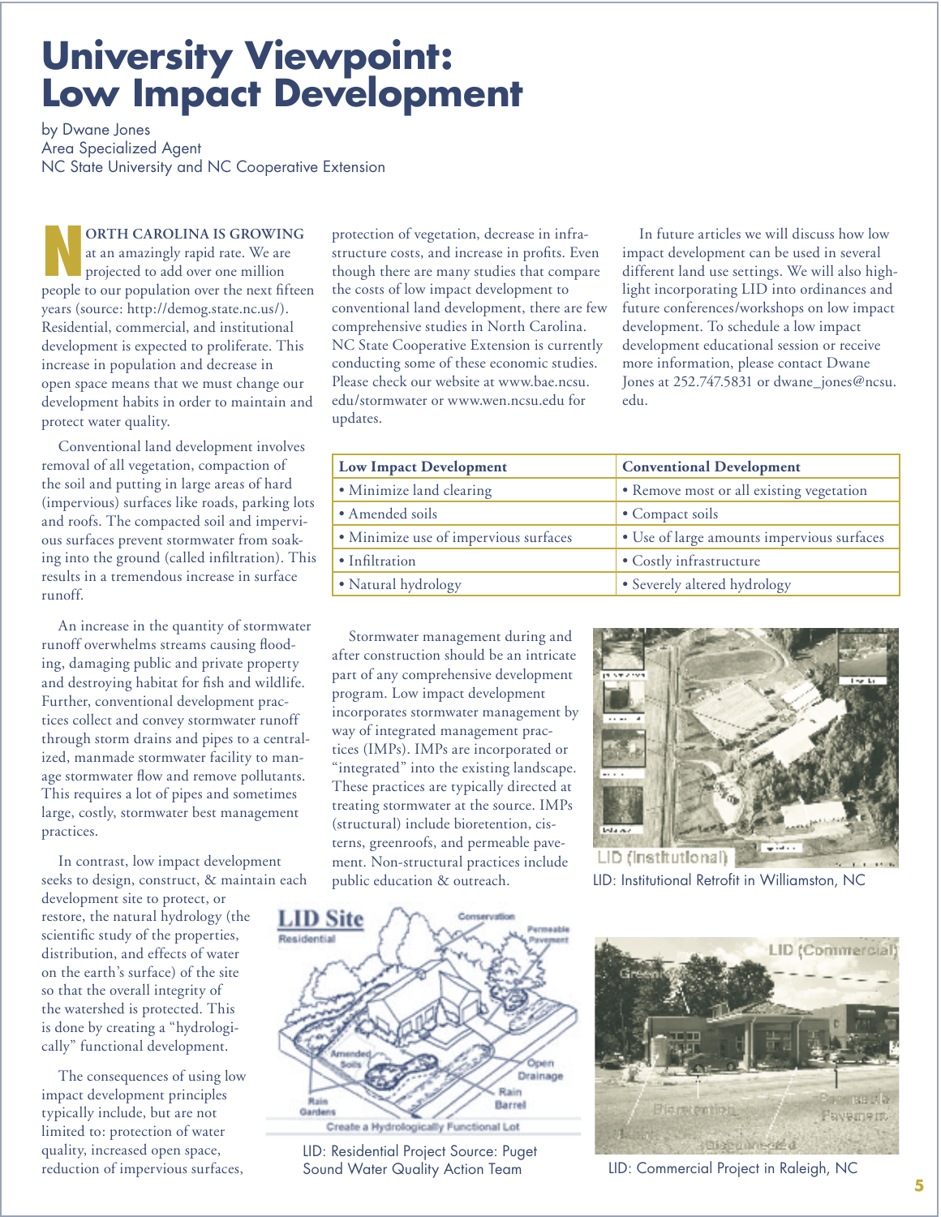# University Viewpoint: Low Impact Development

by Dwane Jones
Area Specialized Agent
NC State University and NC Cooperative Extension

NORTH CAROLINA IS GROWING at an amazingly rapid rate. We are projected to add over one million people to our population over the next fifteen years (source: http://demog.state.nc.us/). Residential, commercial, and institutional development is expected to proliferate. This increase in population and decrease in open space means that we must change our development habits in order to maintain and protect water quality.

Conventional land development involves removal of all vegetation, compaction of the soil and putting in large areas of hard (impervious) surfaces like roads, parking lots and roofs. The compacted soil and impervious surfaces prevent stormwater from soaking into the ground (called infiltration). This results in a tremendous increase in surface runoff.

An increase in the quantity of stormwater runoff overwhelms streams causing flooding, damaging public and private property and destroying habitat for fish and wildlife. Further, conventional development practices collect and convey stormwater runoff through storm drains and pipes to a centralized, manmade stormwater facility to manage stormwater flow and remove pollutants. This requires a lot of pipes and sometimes large, costly, stormwater best management practices.

In contrast, low impact development seeks to design, construct, & maintain each development site to protect, or restore, the natural hydrology (the scientific study of the properties, distribution, and effects of water on the earth's surface) of the site so that the overall integrity of the watershed is protected. This is done by creating a "hydrologically" functional development.

The consequences of using low impact development principles typically include, but are not limited to: protection of water quality, increased open space, reduction of impervious surfaces, protection of vegetation, decrease in infrastructure costs, and increase in profits. Even though there are many studies that compare the costs of low impact development to conventional land development, there are few comprehensive studies in North Carolina. NC State Cooperative Extension is currently conducting some of these economic studies. Please check our website at www.bae.ncsu.edu/stormwater or www.wen.ncsu.edu for updates.

In future articles we will discuss how low impact development can be used in several different land use settings. We will also highlight incorporating LID into ordinances and future conferences/workshops on low impact development. To schedule a low impact development educational session or receive more information, please contact Dwane Jones at 252.747.5831 or dwane_jones@ncsu.edu.

| Low Impact Development | Conventional Development |
|---|---|
| • Minimize land clearing | • Remove most or all existing vegetation |
| • Amended soils | • Compact soils |
| • Minimize use of impervious surfaces | • Use of large amounts impervious surfaces |
| • Infiltration | • Costly infrastructure |
| • Natural hydrology | • Severely altered hydrology |

Stormwater management during and after construction should be an intricate part of any comprehensive development program. Low impact development incorporates stormwater management by way of integrated management practices (IMPs). IMPs are incorporated or "integrated" into the existing landscape. These practices are typically directed at treating stormwater at the source. IMPs (structural) include bioretention, cisterns, greenroofs, and permeable pavement. Non-structural practices include public education & outreach.

LID: Institutional Retrofit in Williamston, NC

LID: Residential Project Source: Puget Sound Water Quality Action Team

LID: Commercial Project in Raleigh, NC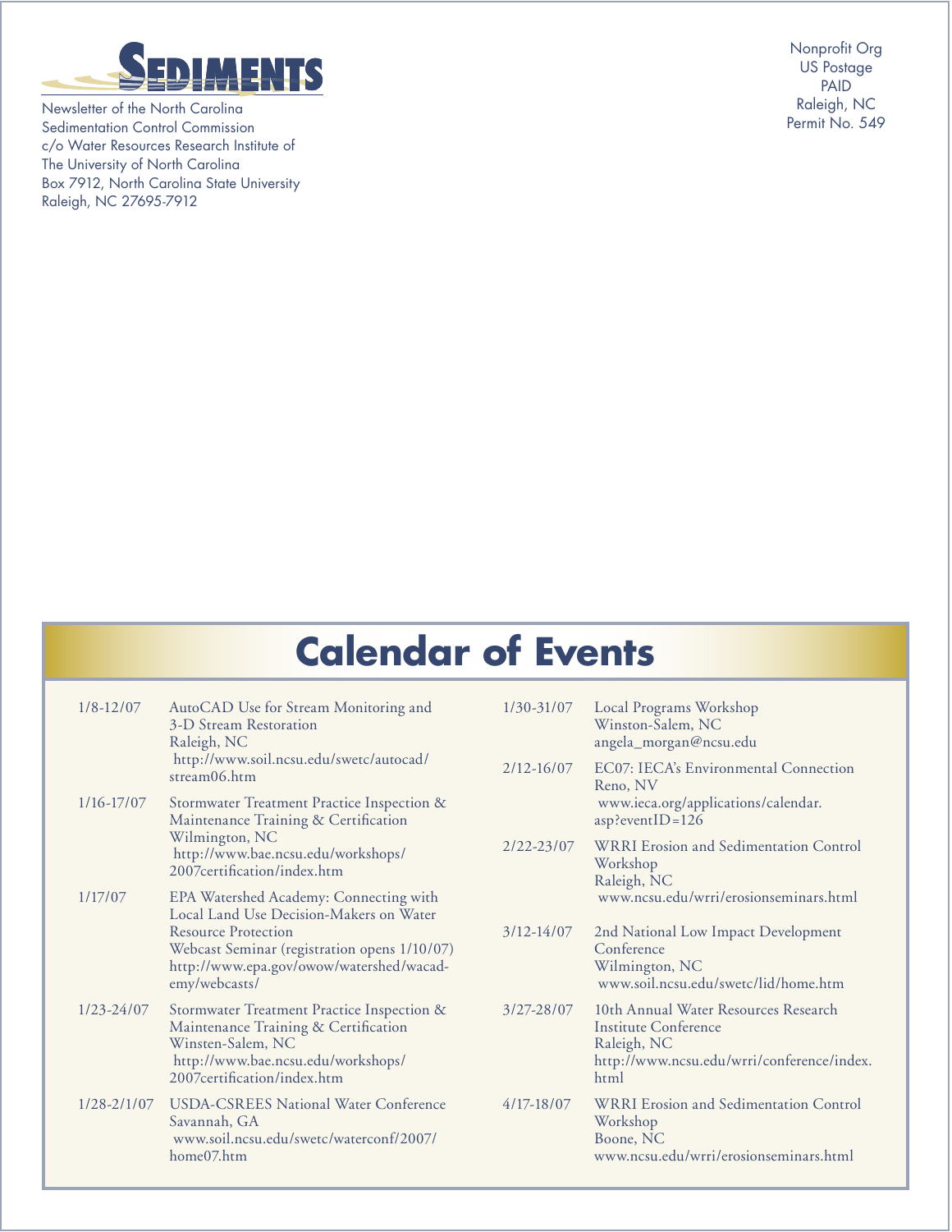# SEDIMENTS

Newsletter of the North Carolina Sedimentation Control Commission
c/o Water Resources Research Institute of The University of North Carolina
Box 7912, North Carolina State University
Raleigh, NC 27695-7912

Nonprofit Org
US Postage
PAID
Raleigh, NC
Permit No. 549

## Calendar of Events

| | |
|---|---|
| 1/8-12/07 | AutoCAD Use for Stream Monitoring and 3-D Stream Restoration<br>Raleigh, NC<br>http://www.soil.ncsu.edu/swetc/autocad/stream06.htm |
| 1/16-17/07 | Stormwater Treatment Practice Inspection & Maintenance Training & Certification<br>Wilmington, NC<br>http://www.bae.ncsu.edu/workshops/2007certification/index.htm |
| 1/17/07 | EPA Watershed Academy: Connecting with Local Land Use Decision-Makers on Water Resource Protection<br>Webcast Seminar (registration opens 1/10/07)<br>http://www.epa.gov/owow/watershed/wacademy/webcasts/ |
| 1/23-24/07 | Stormwater Treatment Practice Inspection & Maintenance Training & Certification<br>Winsten-Salem, NC<br>http://www.bae.ncsu.edu/workshops/2007certification/index.htm |
| 1/28-2/1/07 | USDA-CSREES National Water Conference<br>Savannah, GA<br>www.soil.ncsu.edu/swetc/waterconf/2007/home07.htm |
| 1/30-31/07 | Local Programs Workshop<br>Winston-Salem, NC<br>angela_morgan@ncsu.edu |
| 2/12-16/07 | EC07: IECA's Environmental Connection<br>Reno, NV<br>www.ieca.org/applications/calendar.asp?eventID=126 |
| 2/22-23/07 | WRRI Erosion and Sedimentation Control Workshop<br>Raleigh, NC<br>www.ncsu.edu/wrri/erosionseminars.html |
| 3/12-14/07 | 2nd National Low Impact Development Conference<br>Wilmington, NC<br>www.soil.ncsu.edu/swetc/lid/home.htm |
| 3/27-28/07 | 10th Annual Water Resources Research Institute Conference<br>Raleigh, NC<br>http://www.ncsu.edu/wrri/conference/index.html |
| 4/17-18/07 | WRRI Erosion and Sedimentation Control Workshop<br>Boone, NC<br>www.ncsu.edu/wrri/erosionseminars.html |